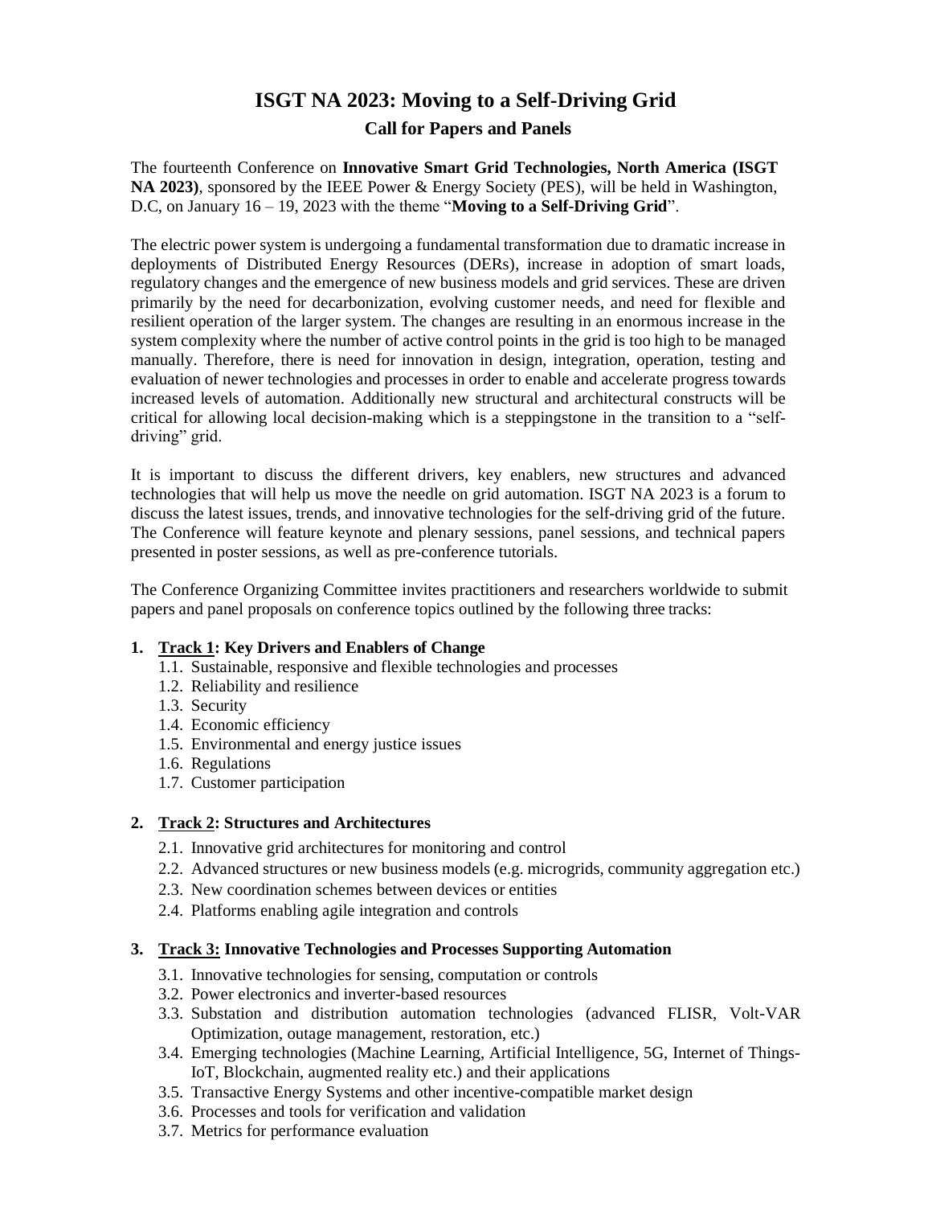# ISGT NA 2023: Moving to a Self-Driving Grid

## Call for Papers and Panels

The fourteenth Conference on **Innovative Smart Grid Technologies, North America (ISGT NA 2023)**, sponsored by the IEEE Power & Energy Society (PES), will be held in Washington, D.C, on January 16 – 19, 2023 with the theme "**Moving to a Self-Driving Grid**".

The electric power system is undergoing a fundamental transformation due to dramatic increase in deployments of Distributed Energy Resources (DERs), increase in adoption of smart loads, regulatory changes and the emergence of new business models and grid services. These are driven primarily by the need for decarbonization, evolving customer needs, and need for flexible and resilient operation of the larger system. The changes are resulting in an enormous increase in the system complexity where the number of active control points in the grid is too high to be managed manually. Therefore, there is need for innovation in design, integration, operation, testing and evaluation of newer technologies and processes in order to enable and accelerate progress towards increased levels of automation. Additionally new structural and architectural constructs will be critical for allowing local decision-making which is a steppingstone in the transition to a "self-driving" grid.

It is important to discuss the different drivers, key enablers, new structures and advanced technologies that will help us move the needle on grid automation. ISGT NA 2023 is a forum to discuss the latest issues, trends, and innovative technologies for the self-driving grid of the future. The Conference will feature keynote and plenary sessions, panel sessions, and technical papers presented in poster sessions, as well as pre-conference tutorials.

The Conference Organizing Committee invites practitioners and researchers worldwide to submit papers and panel proposals on conference topics outlined by the following three tracks:

1. **Track 1: Key Drivers and Enablers of Change**
   - 1.1. Sustainable, responsive and flexible technologies and processes
   - 1.2. Reliability and resilience
   - 1.3. Security
   - 1.4. Economic efficiency
   - 1.5. Environmental and energy justice issues
   - 1.6. Regulations
   - 1.7. Customer participation

2. **Track 2: Structures and Architectures**
   - 2.1. Innovative grid architectures for monitoring and control
   - 2.2. Advanced structures or new business models (e.g. microgrids, community aggregation etc.)
   - 2.3. New coordination schemes between devices or entities
   - 2.4. Platforms enabling agile integration and controls

3. **Track 3: Innovative Technologies and Processes Supporting Automation**
   - 3.1. Innovative technologies for sensing, computation or controls
   - 3.2. Power electronics and inverter-based resources
   - 3.3. Substation and distribution automation technologies (advanced FLISR, Volt-VAR Optimization, outage management, restoration, etc.)
   - 3.4. Emerging technologies (Machine Learning, Artificial Intelligence, 5G, Internet of Things-IoT, Blockchain, augmented reality etc.) and their applications
   - 3.5. Transactive Energy Systems and other incentive-compatible market design
   - 3.6. Processes and tools for verification and validation
   - 3.7. Metrics for performance evaluation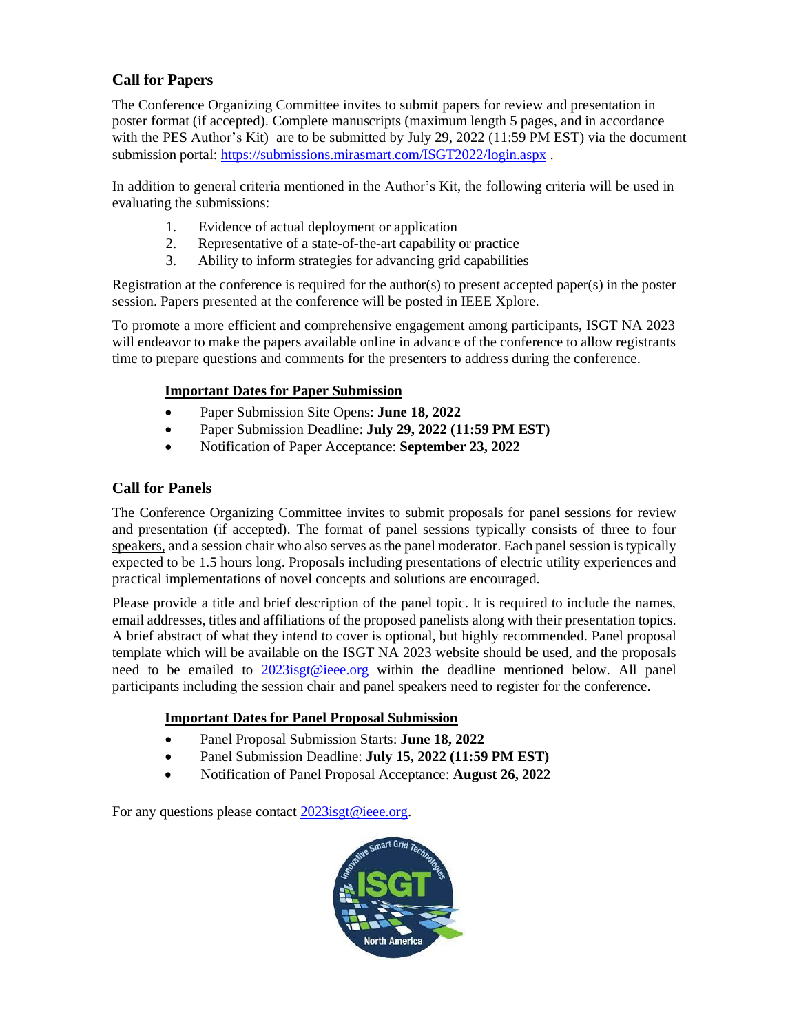## Call for Papers

The Conference Organizing Committee invites to submit papers for review and presentation in poster format (if accepted). Complete manuscripts (maximum length 5 pages, and in accordance with the PES Author's Kit) are to be submitted by July 29, 2022 (11:59 PM EST) via the document submission portal: https://submissions.mirasmart.com/ISGT2022/login.aspx .

In addition to general criteria mentioned in the Author's Kit, the following criteria will be used in evaluating the submissions:

1. Evidence of actual deployment or application
2. Representative of a state-of-the-art capability or practice
3. Ability to inform strategies for advancing grid capabilities

Registration at the conference is required for the author(s) to present accepted paper(s) in the poster session. Papers presented at the conference will be posted in IEEE Xplore.

To promote a more efficient and comprehensive engagement among participants, ISGT NA 2023 will endeavor to make the papers available online in advance of the conference to allow registrants time to prepare questions and comments for the presenters to address during the conference.

**Important Dates for Paper Submission**

- Paper Submission Site Opens: **June 18, 2022**
- Paper Submission Deadline: **July 29, 2022 (11:59 PM EST)**
- Notification of Paper Acceptance: **September 23, 2022**

## Call for Panels

The Conference Organizing Committee invites to submit proposals for panel sessions for review and presentation (if accepted). The format of panel sessions typically consists of three to four speakers, and a session chair who also serves as the panel moderator. Each panel session is typically expected to be 1.5 hours long. Proposals including presentations of electric utility experiences and practical implementations of novel concepts and solutions are encouraged.

Please provide a title and brief description of the panel topic. It is required to include the names, email addresses, titles and affiliations of the proposed panelists along with their presentation topics. A brief abstract of what they intend to cover is optional, but highly recommended. Panel proposal template which will be available on the ISGT NA 2023 website should be used, and the proposals need to be emailed to 2023isgt@ieee.org within the deadline mentioned below. All panel participants including the session chair and panel speakers need to register for the conference.

**Important Dates for Panel Proposal Submission**

- Panel Proposal Submission Starts: **June 18, 2022**
- Panel Submission Deadline: **July 15, 2022 (11:59 PM EST)**
- Notification of Panel Proposal Acceptance: **August 26, 2022**

For any questions please contact 2023isgt@ieee.org.